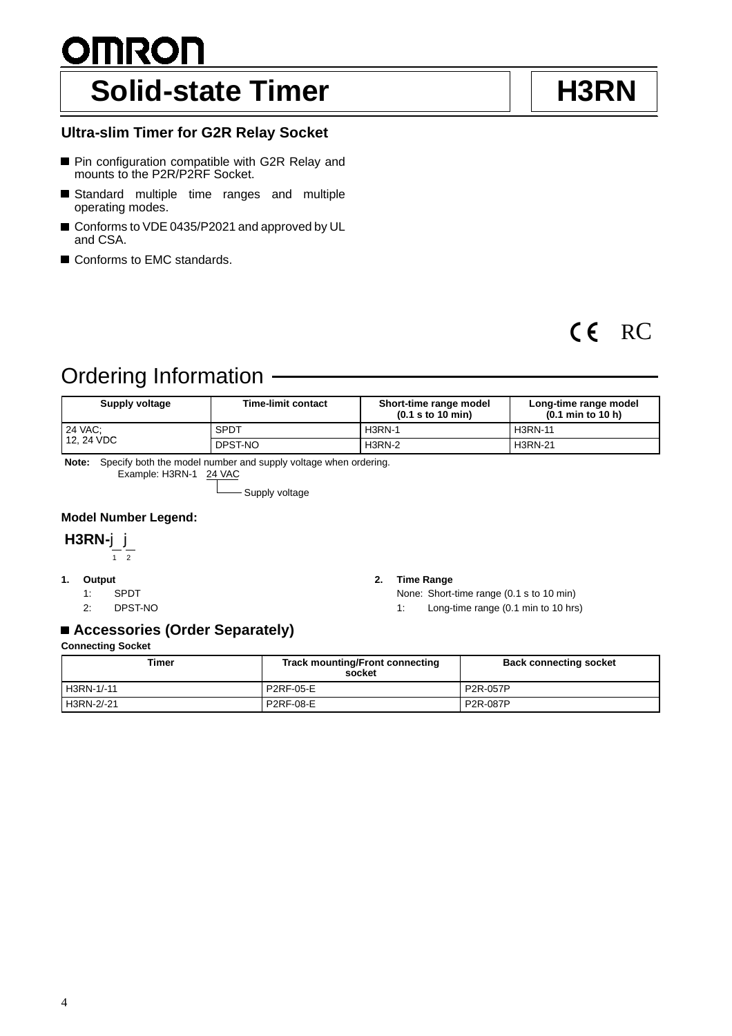# OMRON

# Solid-state Timer

# H3RN

### Ultra-slim Timer for G2R Relay Socket

- Pin configuration compatible with G2R Relay and mounts to the P2R/P2RF Socket.
- Standard multiple time ranges and multiple operating modes.
- Conforms to VDE 0435/P2021 and approved by UL and CSA.
- Conforms to EMC standards.

CE RC

## Ordering Information

| Supply voltage | Time-limit contact | Short-time range model (0.1 s to 10 min) | Long-time range model (0.1 min to 10 h) |
|---|---|---|---|
| 24 VAC; 12, 24 VDC | SPDT | H3RN-1 | H3RN-11 |
| | DPST-NO | H3RN-2 | H3RN-21 |

**Note:** Specify both the model number and supply voltage when ordering.
Example: H3RN-1 24 VAC
(24 VAC: Supply voltage)

### Model Number Legend:

**H3RN-**j j
1 2

**1. Output**
1: SPDT
2: DPST-NO

**2. Time Range**
None: Short-time range (0.1 s to 10 min)
1: Long-time range (0.1 min to 10 hrs)

### Accessories (Order Separately)

**Connecting Socket**

| Timer | Track mounting/Front connecting socket | Back connecting socket |
|---|---|---|
| H3RN-1/-11 | P2RF-05-E | P2R-057P |
| H3RN-2/-21 | P2RF-08-E | P2R-087P |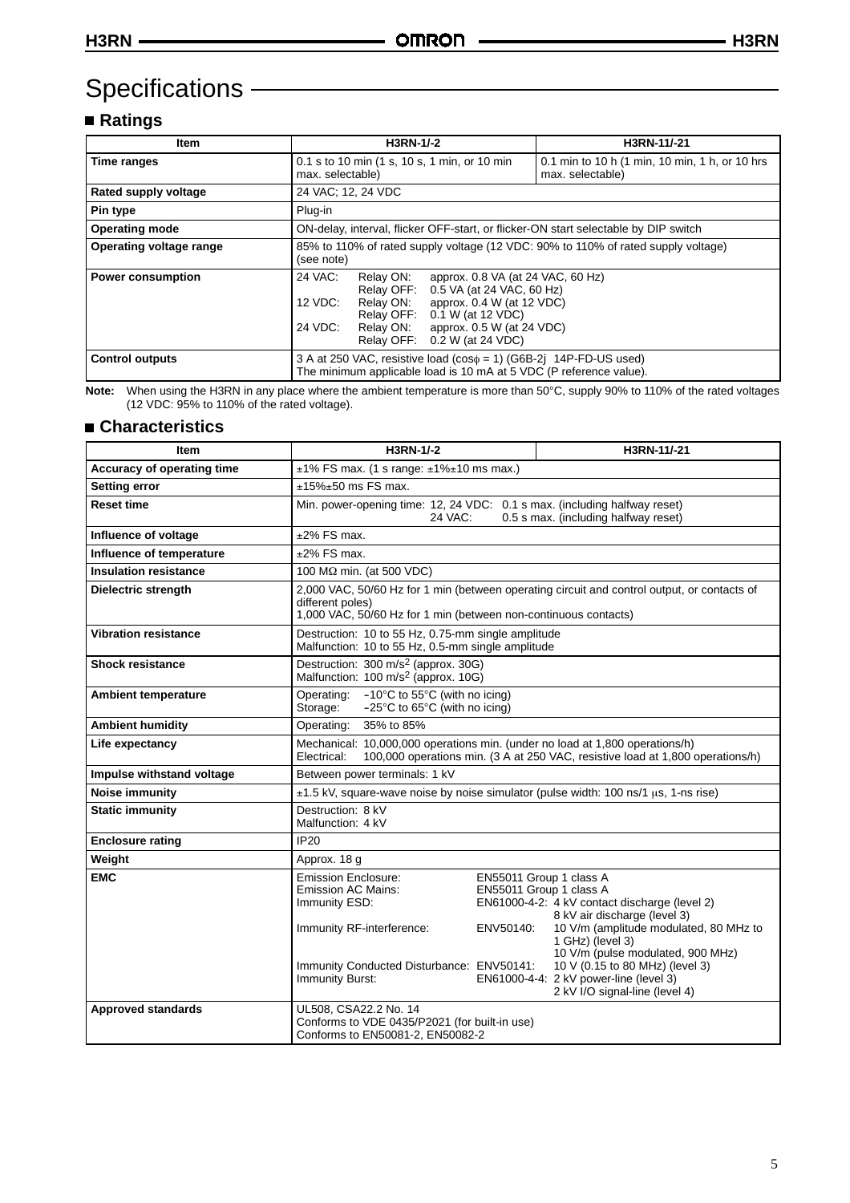# Specifications

## ■ Ratings

| Item | H3RN-1/-2 | H3RN-11/-21 |
|---|---|---|
| **Time ranges** | 0.1 s to 10 min (1 s, 10 s, 1 min, or 10 min max. selectable) | 0.1 min to 10 h (1 min, 10 min, 1 h, or 10 hrs max. selectable) |
| **Rated supply voltage** | 24 VAC; 12, 24 VDC | |
| **Pin type** | Plug-in | |
| **Operating mode** | ON-delay, interval, flicker OFF-start, or flicker-ON start selectable by DIP switch | |
| **Operating voltage range** | 85% to 110% of rated supply voltage (12 VDC: 90% to 110% of rated supply voltage) (see note) | |
| **Power consumption** | 24 VAC: Relay ON: approx. 0.8 VA (at 24 VAC, 60 Hz)<br>Relay OFF: 0.5 VA (at 24 VAC, 60 Hz)<br>12 VDC: Relay ON: approx. 0.4 W (at 12 VDC)<br>Relay OFF: 0.1 W (at 12 VDC)<br>24 VDC: Relay ON: approx. 0.5 W (at 24 VDC)<br>Relay OFF: 0.2 W (at 24 VDC) | |
| **Control outputs** | 3 A at 250 VAC, resistive load (cosϕ = 1) (G6B-2j 14P-FD-US used)<br>The minimum applicable load is 10 mA at 5 VDC (P reference value). | |

**Note:** When using the H3RN in any place where the ambient temperature is more than 50°C, supply 90% to 110% of the rated voltages (12 VDC: 95% to 110% of the rated voltage).

## ■ Characteristics

| Item | H3RN-1/-2 | H3RN-11/-21 |
|---|---|---|
| **Accuracy of operating time** | ±1% FS max. (1 s range: ±1%±10 ms max.) | |
| **Setting error** | ±15%±50 ms FS max. | |
| **Reset time** | Min. power-opening time: 12, 24 VDC: 0.1 s max. (including halfway reset)<br>24 VAC: 0.5 s max. (including halfway reset) | |
| **Influence of voltage** | ±2% FS max. | |
| **Influence of temperature** | ±2% FS max. | |
| **Insulation resistance** | 100 MΩ min. (at 500 VDC) | |
| **Dielectric strength** | 2,000 VAC, 50/60 Hz for 1 min (between operating circuit and control output, or contacts of different poles)<br>1,000 VAC, 50/60 Hz for 1 min (between non-continuous contacts) | |
| **Vibration resistance** | Destruction: 10 to 55 Hz, 0.75-mm single amplitude<br>Malfunction: 10 to 55 Hz, 0.5-mm single amplitude | |
| **Shock resistance** | Destruction: 300 $m/s^2$ (approx. 30G)<br>Malfunction: 100 $m/s^2$ (approx. 10G) | |
| **Ambient temperature** | Operating: –10°C to 55°C (with no icing)<br>Storage: –25°C to 65°C (with no icing) | |
| **Ambient humidity** | Operating: 35% to 85% | |
| **Life expectancy** | Mechanical: 10,000,000 operations min. (under no load at 1,800 operations/h)<br>Electrical: 100,000 operations min. (3 A at 250 VAC, resistive load at 1,800 operations/h) | |
| **Impulse withstand voltage** | Between power terminals: 1 kV | |
| **Noise immunity** | ±1.5 kV, square-wave noise by noise simulator (pulse width: 100 ns/1 μs, 1-ns rise) | |
| **Static immunity** | Destruction: 8 kV<br>Malfunction: 4 kV | |
| **Enclosure rating** | IP20 | |
| **Weight** | Approx. 18 g | |
| **EMC** | Emission Enclosure: EN55011 Group 1 class A<br>Emission AC Mains: EN55011 Group 1 class A<br>Immunity ESD: EN61000-4-2: 4 kV contact discharge (level 2)<br>8 kV air discharge (level 3)<br>Immunity RF-interference: ENV50140: 10 V/m (amplitude modulated, 80 MHz to 1 GHz) (level 3)<br>10 V/m (pulse modulated, 900 MHz)<br>Immunity Conducted Disturbance: ENV50141: 10 V (0.15 to 80 MHz) (level 3)<br>Immunity Burst: EN61000-4-4: 2 kV power-line (level 3)<br>2 kV I/O signal-line (level 4) | |
| **Approved standards** | UL508, CSA22.2 No. 14<br>Conforms to VDE 0435/P2021 (for built-in use)<br>Conforms to EN50081-2, EN50082-2 | |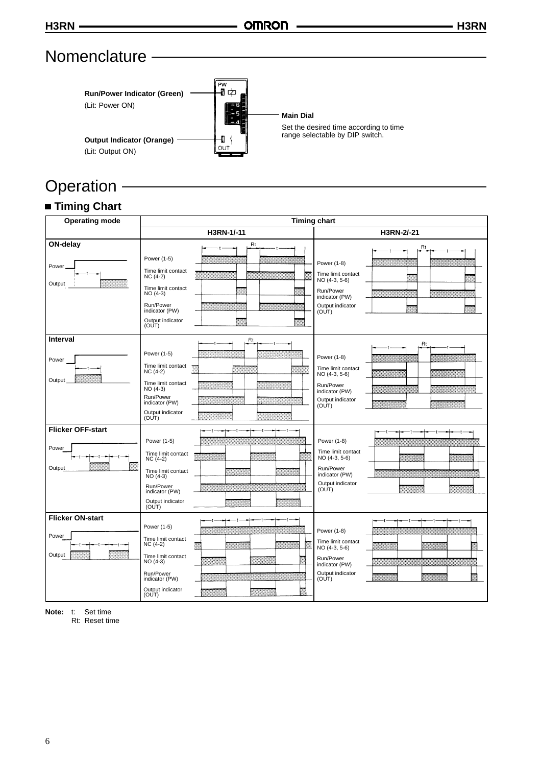# Nomenclature

**Run/Power Indicator (Green)**
(Lit: Power ON)

**Output Indicator (Orange)**
(Lit: Output ON)

**Main Dial**
Set the desired time according to time range selectable by DIP switch.

# Operation

## ■ Timing Chart

| Operating mode | Timing chart | |
|---|---|---|
| | H3RN-1/-11 | H3RN-2/-21 |
| **ON-delay**<br>Power<br>Output | Power (1-5)<br>Time limit contact NC (4-2)<br>Time limit contact NO (4-3)<br>Run/Power indicator (PW)<br>Output indicator (OUT) | Power (1-8)<br>Time limit contact NO (4-3, 5-6)<br>Run/Power indicator (PW)<br>Output indicator (OUT) |
| **Interval**<br>Power<br>Output | Power (1-5)<br>Time limit contact NC (4-2)<br>Time limit contact NO (4-3)<br>Run/Power indicator (PW)<br>Output indicator (OUT) | Power (1-8)<br>Time limit contact NO (4-3, 5-6)<br>Run/Power indicator (PW)<br>Output indicator (OUT) |
| **Flicker OFF-start**<br>Power<br>Output | Power (1-5)<br>Time limit contact NC (4-2)<br>Time limit contact NO (4-3)<br>Run/Power indicator (PW)<br>Output indicator (OUT) | Power (1-8)<br>Time limit contact NO (4-3, 5-6)<br>Run/Power indicator (PW)<br>Output indicator (OUT) |
| **Flicker ON-start**<br>Power<br>Output | Power (1-5)<br>Time limit contact NC (4-2)<br>Time limit contact NO (4-3)<br>Run/Power indicator (PW)<br>Output indicator (OUT) | Power (1-8)<br>Time limit contact NO (4-3, 5-6)<br>Run/Power indicator (PW)<br>Output indicator (OUT) |

**Note:** t: Set time
Rt: Reset time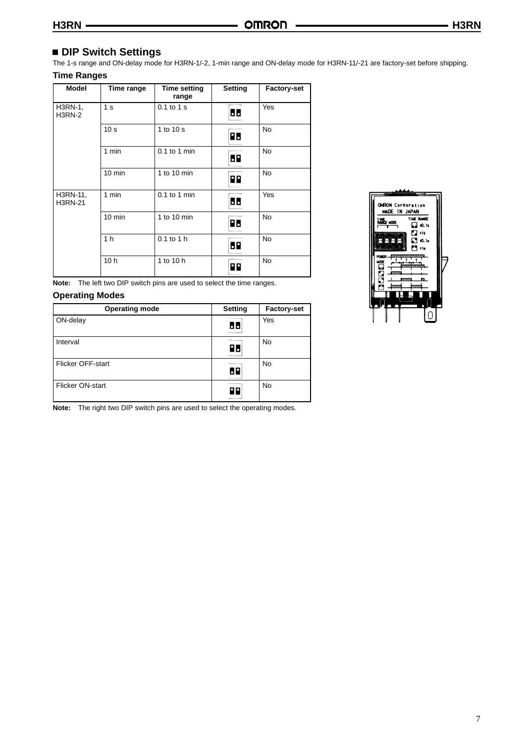## DIP Switch Settings

The 1-s range and ON-delay mode for H3RN-1/-2, 1-min range and ON-delay mode for H3RN-11/-21 are factory-set before shipping.

### Time Ranges

| Model | Time range | Time setting range | Setting | Factory-set |
|---|---|---|---|---|
| H3RN-1, H3RN-2 | 1 s | 0.1 to 1 s | | Yes |
| | 10 s | 1 to 10 s | | No |
| | 1 min | 0.1 to 1 min | | No |
| | 10 min | 1 to 10 min | | No |
| H3RN-11, H3RN-21 | 1 min | 0.1 to 1 min | | Yes |
| | 10 min | 1 to 10 min | | No |
| | 1 h | 0.1 to 1 h | | No |
| | 10 h | 1 to 10 h | | No |

**Note:** The left two DIP switch pins are used to select the time ranges.

### Operating Modes

| Operating mode | Setting | Factory-set |
|---|---|---|
| ON-delay | | Yes |
| Interval | | No |
| Flicker OFF-start | | No |
| Flicker ON-start | | No |

**Note:** The right two DIP switch pins are used to select the operating modes.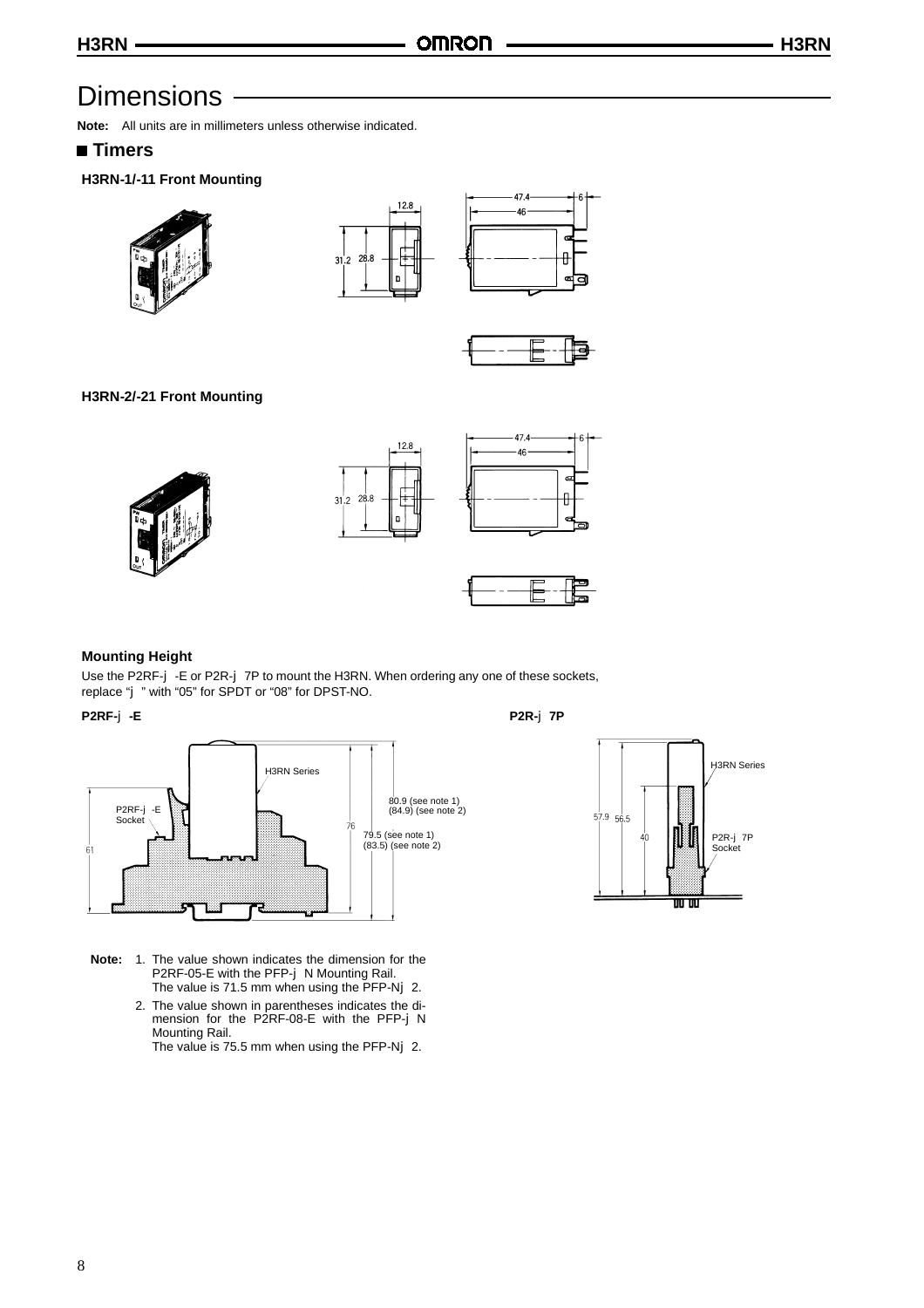# Dimensions

**Note:** All units are in millimeters unless otherwise indicated.

## ■ Timers

**H3RN-1/-11 Front Mounting**

12.8

31.2 28.8

47.4

46

6

**H3RN-2/-21 Front Mounting**

12.8

31.2 28.8

47.4

46

6

**Mounting Height**

Use the P2RF-j -E or P2R-j 7P to mount the H3RN. When ordering any one of these sockets, replace "j " with "05" for SPDT or "08" for DPST-NO.

**P2RF-j -E**

H3RN Series

P2RF-j -E Socket

61

76

80.9 (see note 1)
(84.9) (see note 2)

79.5 (see note 1)
(83.5) (see note 2)

**P2R-j 7P**

H3RN Series

57.9 56.5

40

P2R-j 7P Socket

**Note:**
1. The value shown indicates the dimension for the P2RF-05-E with the PFP-j N Mounting Rail. The value is 71.5 mm when using the PFP-Nj 2.
2. The value shown in parentheses indicates the dimension for the P2RF-08-E with the PFP-j N Mounting Rail. The value is 75.5 mm when using the PFP-Nj 2.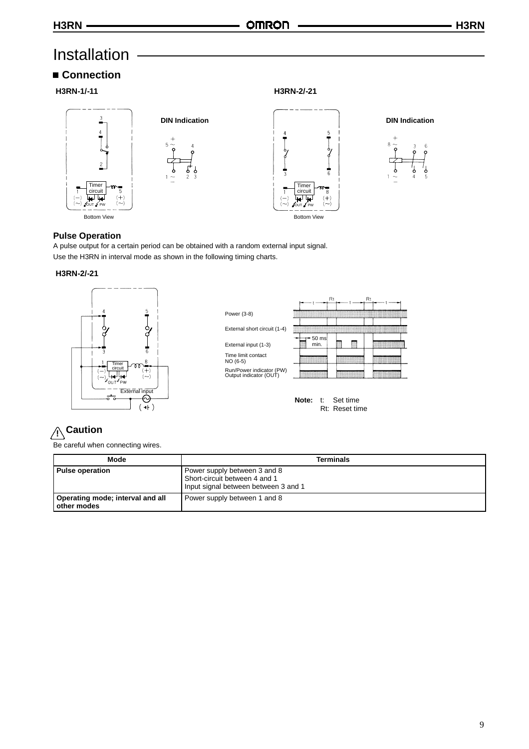# Installation

## ■ Connection

**H3RN-1/-11**

DIN Indication

Bottom View

**H3RN-2/-21**

DIN Indication

Bottom View

### Pulse Operation

A pulse output for a certain period can be obtained with a random external input signal.
Use the H3RN in interval mode as shown in the following timing charts.

**H3RN-2/-21**

External input

Power (3-8)

External short circuit (1-4)

External input (1-3)

Time limit contact NO (6-5)

Run/Power indicator (PW)
Output indicator (OUT)

50 ms min.

**Note:** t: Set time
Rt: Reset time

## ⚠ Caution

Be careful when connecting wires.

| Mode | Terminals |
|---|---|
| **Pulse operation** | Power supply between 3 and 8<br>Short-circuit between 4 and 1<br>Input signal between between 3 and 1 |
| **Operating mode; interval and all other modes** | Power supply between 1 and 8 |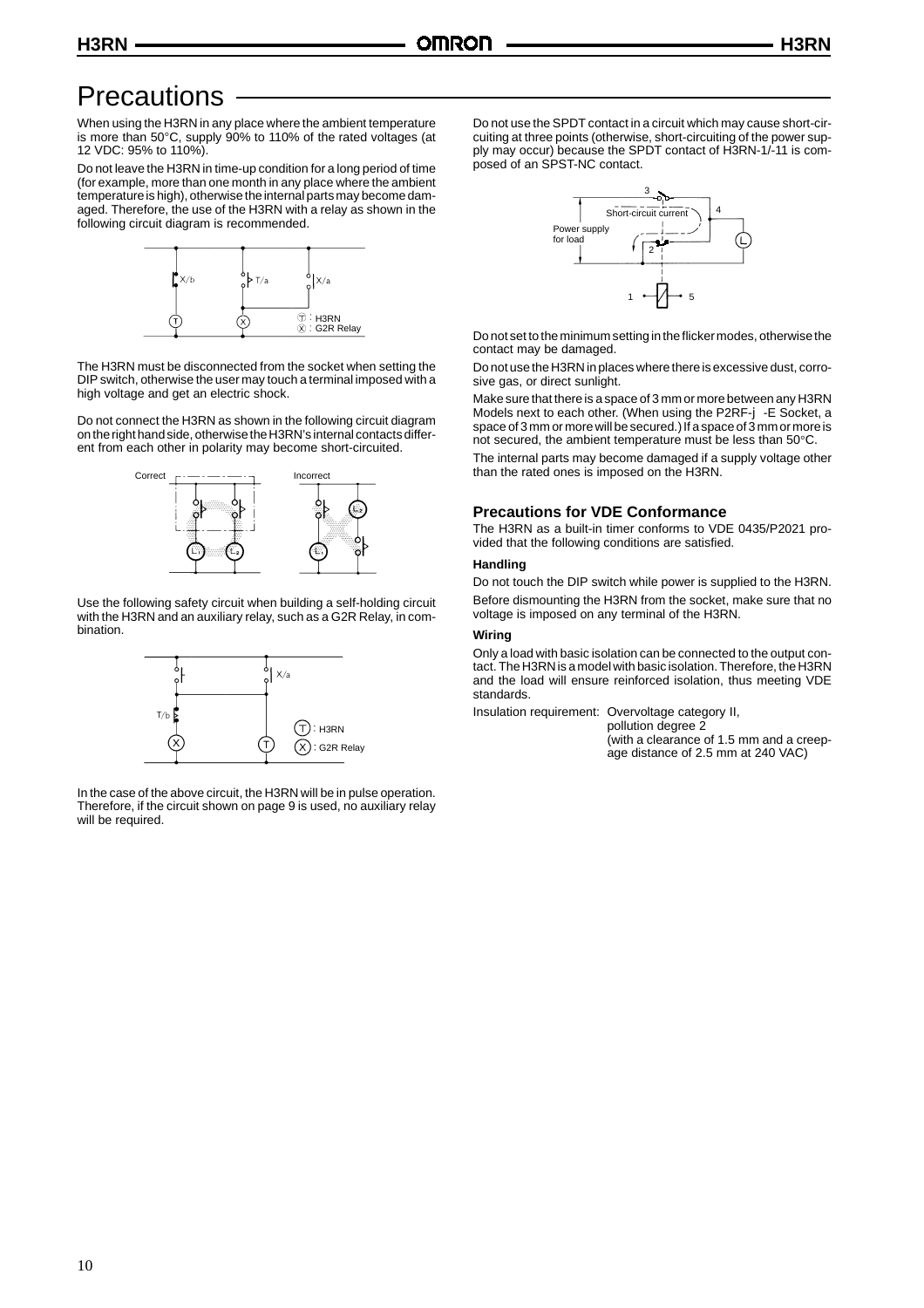# Precautions

When using the H3RN in any place where the ambient temperature is more than 50°C, supply 90% to 110% of the rated voltages (at 12 VDC: 95% to 110%).

Do not leave the H3RN in time-up condition for a long period of time (for example, more than one month in any place where the ambient temperature is high), otherwise the internal parts may become damaged. Therefore, the use of the H3RN with a relay as shown in the following circuit diagram is recommended.

The H3RN must be disconnected from the socket when setting the DIP switch, otherwise the user may touch a terminal imposed with a high voltage and get an electric shock.

Do not connect the H3RN as shown in the following circuit diagram on the right hand side, otherwise the H3RN's internal contacts different from each other in polarity may become short-circuited.

Use the following safety circuit when building a self-holding circuit with the H3RN and an auxiliary relay, such as a G2R Relay, in combination.

In the case of the above circuit, the H3RN will be in pulse operation. Therefore, if the circuit shown on page 9 is used, no auxiliary relay will be required.

Do not use the SPDT contact in a circuit which may cause short-circuiting at three points (otherwise, short-circuiting of the power supply may occur) because the SPDT contact of H3RN-1/-11 is composed of an SPST-NC contact.

Do not set to the minimum setting in the flicker modes, otherwise the contact may be damaged.

Do not use the H3RN in places where there is excessive dust, corrosive gas, or direct sunlight.

Make sure that there is a space of 3 mm or more between any H3RN Models next to each other. (When using the P2RF-j -E Socket, a space of 3 mm or more will be secured.) If a space of 3 mm or more is not secured, the ambient temperature must be less than 50°C.

The internal parts may become damaged if a supply voltage other than the rated ones is imposed on the H3RN.

## Precautions for VDE Conformance

The H3RN as a built-in timer conforms to VDE 0435/P2021 provided that the following conditions are satisfied.

### Handling

Do not touch the DIP switch while power is supplied to the H3RN.

Before dismounting the H3RN from the socket, make sure that no voltage is imposed on any terminal of the H3RN.

### Wiring

Only a load with basic isolation can be connected to the output contact. The H3RN is a model with basic isolation. Therefore, the H3RN and the load will ensure reinforced isolation, thus meeting VDE standards.

Insulation requirement: Overvoltage category II, pollution degree 2 (with a clearance of 1.5 mm and a creepage distance of 2.5 mm at 240 VAC)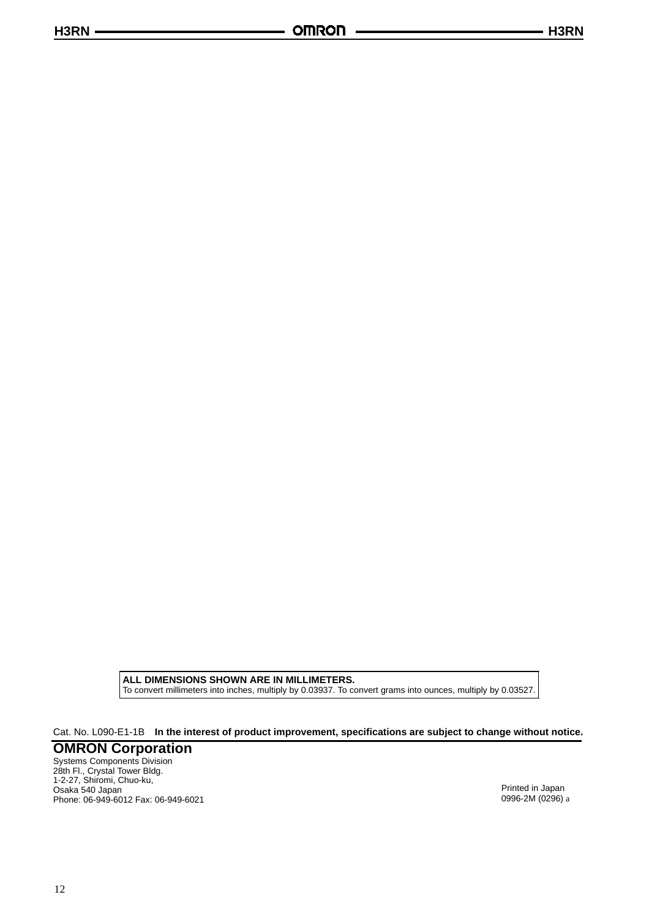**ALL DIMENSIONS SHOWN ARE IN MILLIMETERS.**
To convert millimeters into inches, multiply by 0.03937. To convert grams into ounces, multiply by 0.03527.

Cat. No. L090-E1-1B **In the interest of product improvement, specifications are subject to change without notice.**

## OMRON Corporation

Systems Components Division
28th Fl., Crystal Tower Bldg.
1-2-27, Shiromi, Chuo-ku,
Osaka 540 Japan
Phone: 06-949-6012 Fax: 06-949-6021

Printed in Japan
0996-2M (0296) a